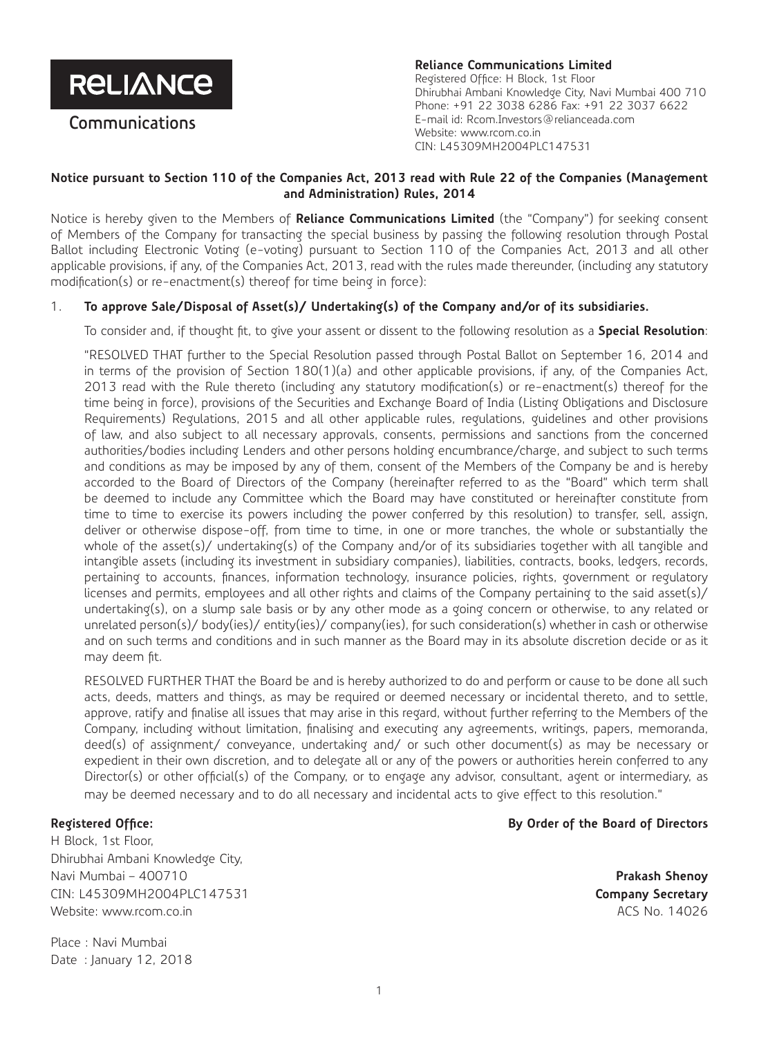**RELIANCE**

**Communications**

**Reliance Communications Limited**
Registered Office: H Block, 1st Floor
Dhirubhai Ambani Knowledge City, Navi Mumbai 400 710
Phone: +91 22 3038 6286 Fax: +91 22 3037 6622
E-mail id: Rcom.Investors@relianceada.com
Website: www.rcom.co.in
CIN: L45309MH2004PLC147531

## Notice pursuant to Section 110 of the Companies Act, 2013 read with Rule 22 of the Companies (Management and Administration) Rules, 2014

Notice is hereby given to the Members of **Reliance Communications Limited** (the "Company") for seeking consent of Members of the Company for transacting the special business by passing the following resolution through Postal Ballot including Electronic Voting (e-voting) pursuant to Section 110 of the Companies Act, 2013 and all other applicable provisions, if any, of the Companies Act, 2013, read with the rules made thereunder, (including any statutory modification(s) or re-enactment(s) thereof for time being in force):

1. **To approve Sale/Disposal of Asset(s)/ Undertaking(s) of the Company and/or of its subsidiaries.**

   To consider and, if thought fit, to give your assent or dissent to the following resolution as a **Special Resolution**:

   "RESOLVED THAT further to the Special Resolution passed through Postal Ballot on September 16, 2014 and in terms of the provision of Section 180(1)(a) and other applicable provisions, if any, of the Companies Act, 2013 read with the Rule thereto (including any statutory modification(s) or re-enactment(s) thereof for the time being in force), provisions of the Securities and Exchange Board of India (Listing Obligations and Disclosure Requirements) Regulations, 2015 and all other applicable rules, regulations, guidelines and other provisions of law, and also subject to all necessary approvals, consents, permissions and sanctions from the concerned authorities/bodies including Lenders and other persons holding encumbrance/charge, and subject to such terms and conditions as may be imposed by any of them, consent of the Members of the Company be and is hereby accorded to the Board of Directors of the Company (hereinafter referred to as the "Board" which term shall be deemed to include any Committee which the Board may have constituted or hereinafter constitute from time to time to exercise its powers including the power conferred by this resolution) to transfer, sell, assign, deliver or otherwise dispose-off, from time to time, in one or more tranches, the whole or substantially the whole of the asset(s)/ undertaking(s) of the Company and/or of its subsidiaries together with all tangible and intangible assets (including its investment in subsidiary companies), liabilities, contracts, books, ledgers, records, pertaining to accounts, finances, information technology, insurance policies, rights, government or regulatory licenses and permits, employees and all other rights and claims of the Company pertaining to the said asset(s)/ undertaking(s), on a slump sale basis or by any other mode as a going concern or otherwise, to any related or unrelated person(s)/ body(ies)/ entity(ies)/ company(ies), for such consideration(s) whether in cash or otherwise and on such terms and conditions and in such manner as the Board may in its absolute discretion decide or as it may deem fit.

   RESOLVED FURTHER THAT the Board be and is hereby authorized to do and perform or cause to be done all such acts, deeds, matters and things, as may be required or deemed necessary or incidental thereto, and to settle, approve, ratify and finalise all issues that may arise in this regard, without further referring to the Members of the Company, including without limitation, finalising and executing any agreements, writings, papers, memoranda, deed(s) of assignment/ conveyance, undertaking and/ or such other document(s) as may be necessary or expedient in their own discretion, and to delegate all or any of the powers or authorities herein conferred to any Director(s) or other official(s) of the Company, or to engage any advisor, consultant, agent or intermediary, as may be deemed necessary and to do all necessary and incidental acts to give effect to this resolution."

**Registered Office:**
H Block, 1st Floor,
Dhirubhai Ambani Knowledge City,
Navi Mumbai – 400710
CIN: L45309MH2004PLC147531
Website: www.rcom.co.in

**By Order of the Board of Directors**

**Prakash Shenoy**
**Company Secretary**
ACS No. 14026

Place : Navi Mumbai
Date : January 12, 2018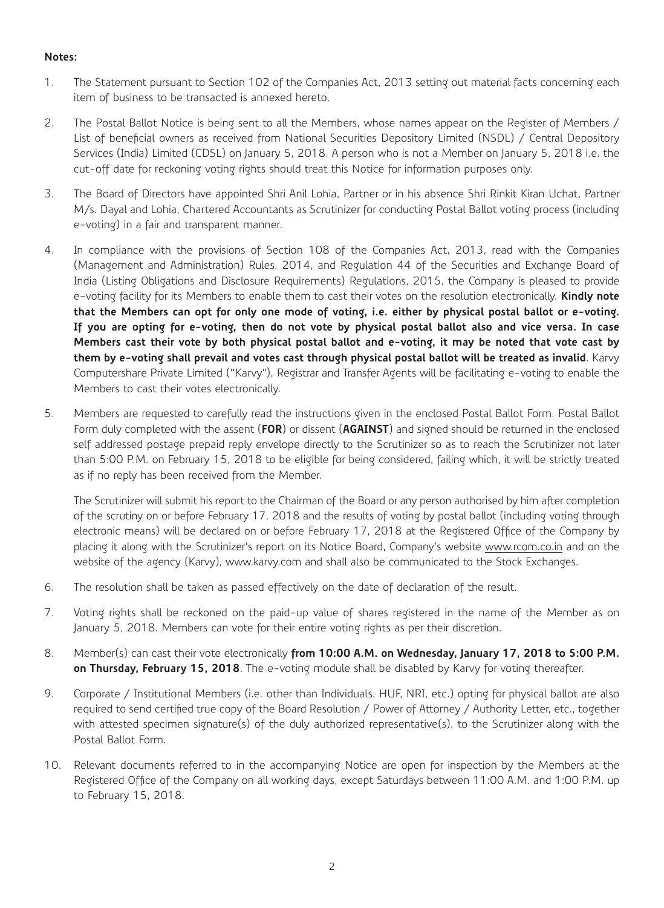**Notes:**

1. The Statement pursuant to Section 102 of the Companies Act, 2013 setting out material facts concerning each item of business to be transacted is annexed hereto.

2. The Postal Ballot Notice is being sent to all the Members, whose names appear on the Register of Members / List of beneficial owners as received from National Securities Depository Limited (NSDL) / Central Depository Services (India) Limited (CDSL) on January 5, 2018. A person who is not a Member on January 5, 2018 i.e. the cut-off date for reckoning voting rights should treat this Notice for information purposes only.

3. The Board of Directors have appointed Shri Anil Lohia, Partner or in his absence Shri Rinkit Kiran Uchat, Partner M/s. Dayal and Lohia, Chartered Accountants as Scrutinizer for conducting Postal Ballot voting process (including e-voting) in a fair and transparent manner.

4. In compliance with the provisions of Section 108 of the Companies Act, 2013, read with the Companies (Management and Administration) Rules, 2014, and Regulation 44 of the Securities and Exchange Board of India (Listing Obligations and Disclosure Requirements) Regulations, 2015, the Company is pleased to provide e-voting facility for its Members to enable them to cast their votes on the resolution electronically. **Kindly note that the Members can opt for only one mode of voting, i.e. either by physical postal ballot or e-voting. If you are opting for e-voting, then do not vote by physical postal ballot also and vice versa. In case Members cast their vote by both physical postal ballot and e-voting, it may be noted that vote cast by them by e-voting shall prevail and votes cast through physical postal ballot will be treated as invalid**. Karvy Computershare Private Limited ("Karvy"), Registrar and Transfer Agents will be facilitating e-voting to enable the Members to cast their votes electronically.

5. Members are requested to carefully read the instructions given in the enclosed Postal Ballot Form. Postal Ballot Form duly completed with the assent (**FOR**) or dissent (**AGAINST**) and signed should be returned in the enclosed self addressed postage prepaid reply envelope directly to the Scrutinizer so as to reach the Scrutinizer not later than 5:00 P.M. on February 15, 2018 to be eligible for being considered, failing which, it will be strictly treated as if no reply has been received from the Member.

   The Scrutinizer will submit his report to the Chairman of the Board or any person authorised by him after completion of the scrutiny on or before February 17, 2018 and the results of voting by postal ballot (including voting through electronic means) will be declared on or before February 17, 2018 at the Registered Office of the Company by placing it along with the Scrutinizer's report on its Notice Board, Company's website www.rcom.co.in and on the website of the agency (Karvy), www.karvy.com and shall also be communicated to the Stock Exchanges.

6. The resolution shall be taken as passed effectively on the date of declaration of the result.

7. Voting rights shall be reckoned on the paid-up value of shares registered in the name of the Member as on January 5, 2018. Members can vote for their entire voting rights as per their discretion.

8. Member(s) can cast their vote electronically **from 10:00 A.M. on Wednesday, January 17, 2018 to 5:00 P.M. on Thursday, February 15, 2018**. The e-voting module shall be disabled by Karvy for voting thereafter.

9. Corporate / Institutional Members (i.e. other than Individuals, HUF, NRI, etc.) opting for physical ballot are also required to send certified true copy of the Board Resolution / Power of Attorney / Authority Letter, etc., together with attested specimen signature(s) of the duly authorized representative(s), to the Scrutinizer along with the Postal Ballot Form.

10. Relevant documents referred to in the accompanying Notice are open for inspection by the Members at the Registered Office of the Company on all working days, except Saturdays between 11:00 A.M. and 1:00 P.M. up to February 15, 2018.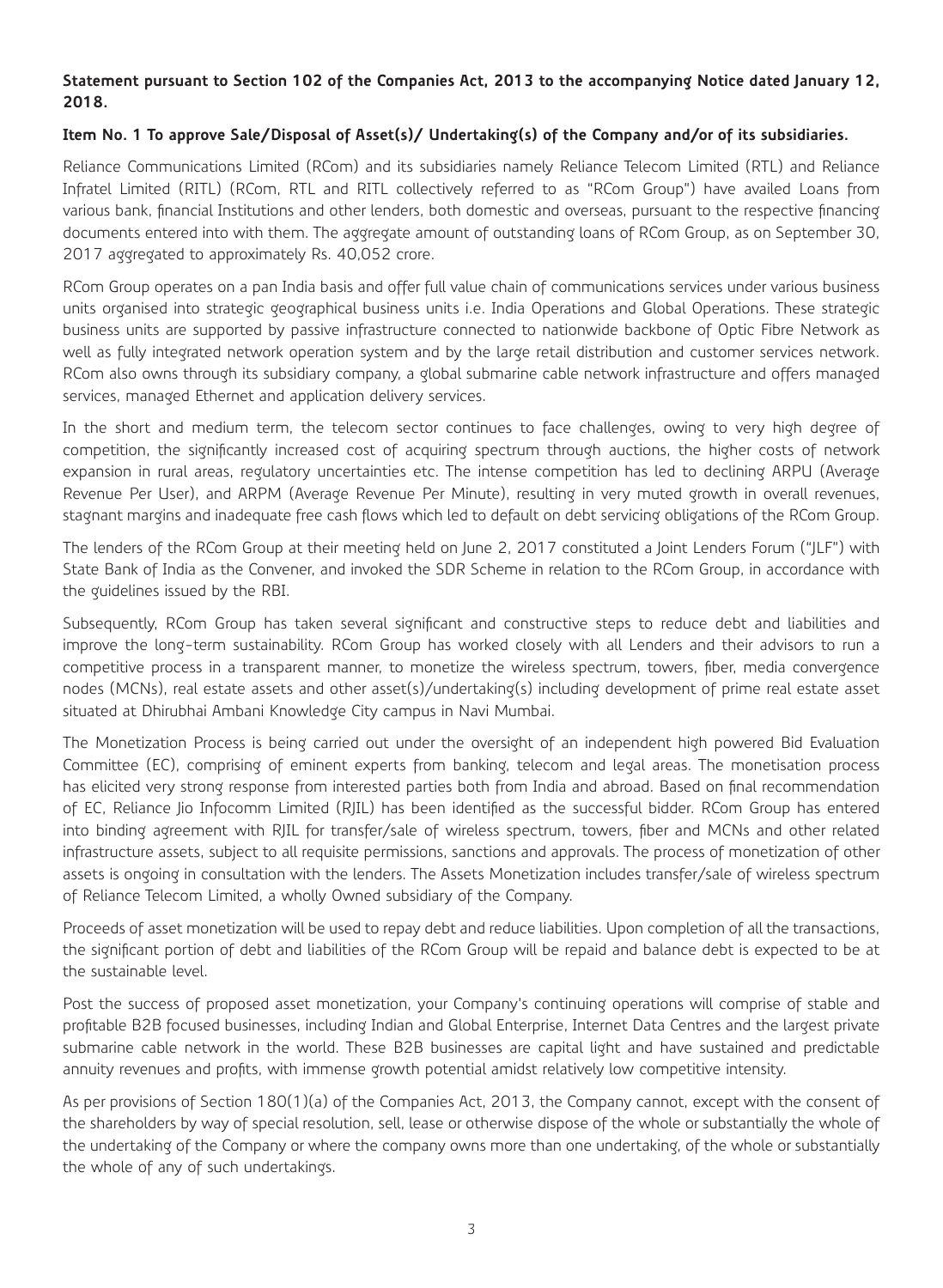**Statement pursuant to Section 102 of the Companies Act, 2013 to the accompanying Notice dated January 12, 2018.**

**Item No. 1 To approve Sale/Disposal of Asset(s)/ Undertaking(s) of the Company and/or of its subsidiaries.**

Reliance Communications Limited (RCom) and its subsidiaries namely Reliance Telecom Limited (RTL) and Reliance Infratel Limited (RITL) (RCom, RTL and RITL collectively referred to as "RCom Group") have availed Loans from various bank, financial Institutions and other lenders, both domestic and overseas, pursuant to the respective financing documents entered into with them. The aggregate amount of outstanding loans of RCom Group, as on September 30, 2017 aggregated to approximately Rs. 40,052 crore.

RCom Group operates on a pan India basis and offer full value chain of communications services under various business units organised into strategic geographical business units i.e. India Operations and Global Operations. These strategic business units are supported by passive infrastructure connected to nationwide backbone of Optic Fibre Network as well as fully integrated network operation system and by the large retail distribution and customer services network. RCom also owns through its subsidiary company, a global submarine cable network infrastructure and offers managed services, managed Ethernet and application delivery services.

In the short and medium term, the telecom sector continues to face challenges, owing to very high degree of competition, the significantly increased cost of acquiring spectrum through auctions, the higher costs of network expansion in rural areas, regulatory uncertainties etc. The intense competition has led to declining ARPU (Average Revenue Per User), and ARPM (Average Revenue Per Minute), resulting in very muted growth in overall revenues, stagnant margins and inadequate free cash flows which led to default on debt servicing obligations of the RCom Group.

The lenders of the RCom Group at their meeting held on June 2, 2017 constituted a Joint Lenders Forum ("JLF") with State Bank of India as the Convener, and invoked the SDR Scheme in relation to the RCom Group, in accordance with the guidelines issued by the RBI.

Subsequently, RCom Group has taken several significant and constructive steps to reduce debt and liabilities and improve the long-term sustainability. RCom Group has worked closely with all Lenders and their advisors to run a competitive process in a transparent manner, to monetize the wireless spectrum, towers, fiber, media convergence nodes (MCNs), real estate assets and other asset(s)/undertaking(s) including development of prime real estate asset situated at Dhirubhai Ambani Knowledge City campus in Navi Mumbai.

The Monetization Process is being carried out under the oversight of an independent high powered Bid Evaluation Committee (EC), comprising of eminent experts from banking, telecom and legal areas. The monetisation process has elicited very strong response from interested parties both from India and abroad. Based on final recommendation of EC, Reliance Jio Infocomm Limited (RJIL) has been identified as the successful bidder. RCom Group has entered into binding agreement with RJIL for transfer/sale of wireless spectrum, towers, fiber and MCNs and other related infrastructure assets, subject to all requisite permissions, sanctions and approvals. The process of monetization of other assets is ongoing in consultation with the lenders. The Assets Monetization includes transfer/sale of wireless spectrum of Reliance Telecom Limited, a wholly Owned subsidiary of the Company.

Proceeds of asset monetization will be used to repay debt and reduce liabilities. Upon completion of all the transactions, the significant portion of debt and liabilities of the RCom Group will be repaid and balance debt is expected to be at the sustainable level.

Post the success of proposed asset monetization, your Company's continuing operations will comprise of stable and profitable B2B focused businesses, including Indian and Global Enterprise, Internet Data Centres and the largest private submarine cable network in the world. These B2B businesses are capital light and have sustained and predictable annuity revenues and profits, with immense growth potential amidst relatively low competitive intensity.

As per provisions of Section 180(1)(a) of the Companies Act, 2013, the Company cannot, except with the consent of the shareholders by way of special resolution, sell, lease or otherwise dispose of the whole or substantially the whole of the undertaking of the Company or where the company owns more than one undertaking, of the whole or substantially the whole of any of such undertakings.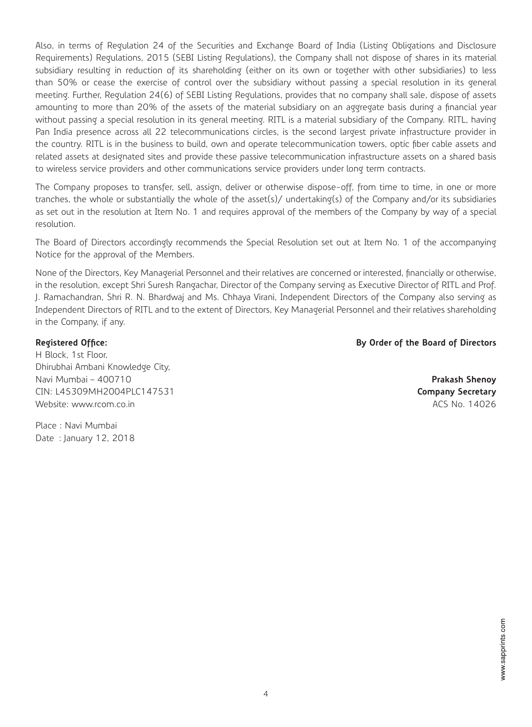Also, in terms of Regulation 24 of the Securities and Exchange Board of India (Listing Obligations and Disclosure Requirements) Regulations, 2015 (SEBI Listing Regulations), the Company shall not dispose of shares in its material subsidiary resulting in reduction of its shareholding (either on its own or together with other subsidiaries) to less than 50% or cease the exercise of control over the subsidiary without passing a special resolution in its general meeting. Further, Regulation 24(6) of SEBI Listing Regulations, provides that no company shall sale, dispose of assets amounting to more than 20% of the assets of the material subsidiary on an aggregate basis during a financial year without passing a special resolution in its general meeting. RITL is a material subsidiary of the Company. RITL, having Pan India presence across all 22 telecommunications circles, is the second largest private infrastructure provider in the country. RITL is in the business to build, own and operate telecommunication towers, optic fiber cable assets and related assets at designated sites and provide these passive telecommunication infrastructure assets on a shared basis to wireless service providers and other communications service providers under long term contracts.

The Company proposes to transfer, sell, assign, deliver or otherwise dispose-off, from time to time, in one or more tranches, the whole or substantially the whole of the asset(s)/ undertaking(s) of the Company and/or its subsidiaries as set out in the resolution at Item No. 1 and requires approval of the members of the Company by way of a special resolution.

The Board of Directors accordingly recommends the Special Resolution set out at Item No. 1 of the accompanying Notice for the approval of the Members.

None of the Directors, Key Managerial Personnel and their relatives are concerned or interested, financially or otherwise, in the resolution, except Shri Suresh Rangachar, Director of the Company serving as Executive Director of RITL and Prof. J. Ramachandran, Shri R. N. Bhardwaj and Ms. Chhaya Virani, Independent Directors of the Company also serving as Independent Directors of RITL and to the extent of Directors, Key Managerial Personnel and their relatives shareholding in the Company, if any.

**Registered Office:**
H Block, 1st Floor,
Dhirubhai Ambani Knowledge City,
Navi Mumbai – 400710
CIN: L45309MH2004PLC147531
Website: www.rcom.co.in

**By Order of the Board of Directors**

**Prakash Shenoy**
**Company Secretary**
ACS No. 14026

Place : Navi Mumbai
Date : January 12, 2018